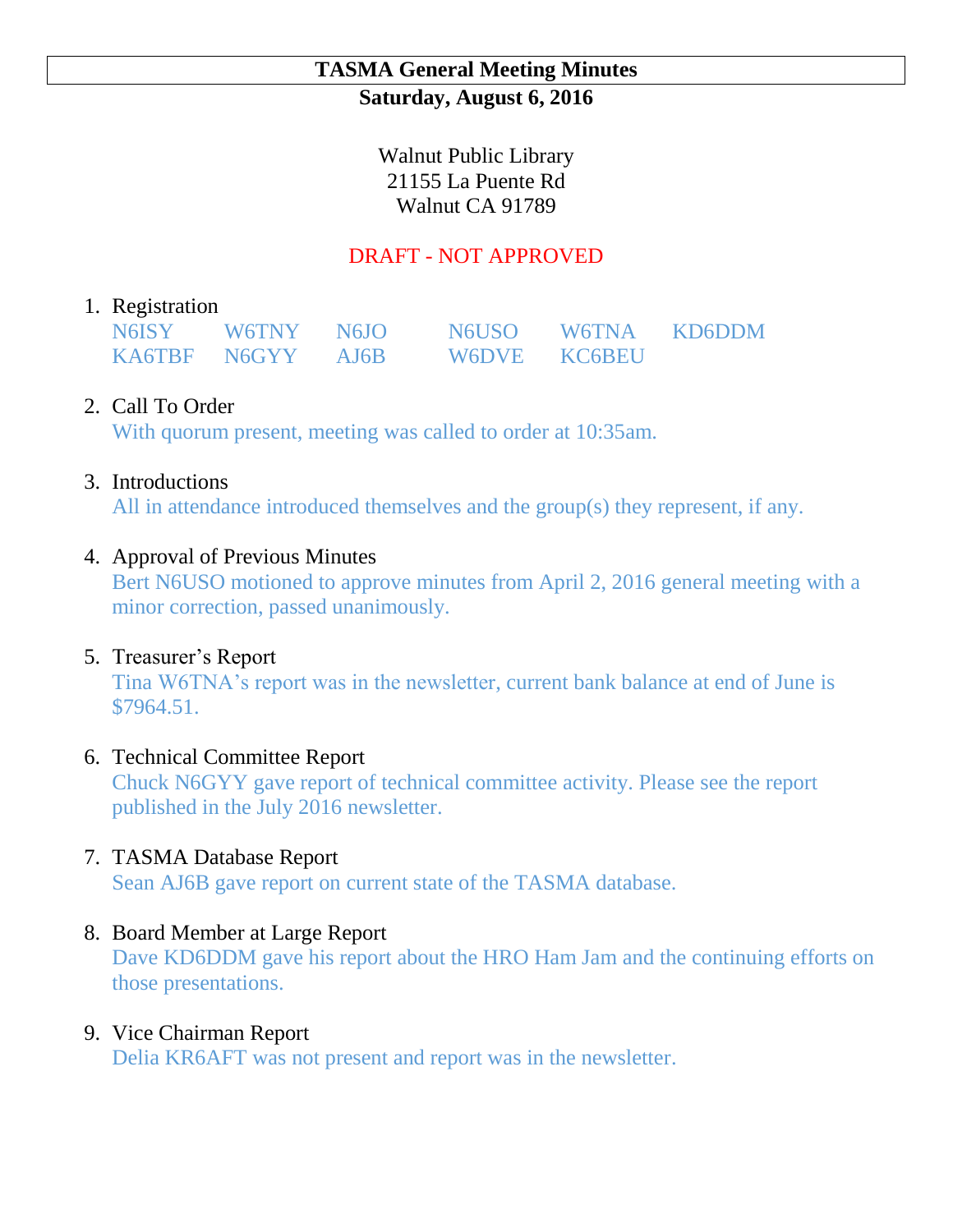# TASMA General Meeting Minutes

**Saturday, August 6, 2016**

Walnut Public Library
21155 La Puente Rd
Walnut CA 91789

DRAFT - NOT APPROVED

1. Registration

   | | | | | | |
   |---|---|---|---|---|---|
   | N6ISY | W6TNY | N6JO | N6USO | W6TNA | KD6DDM |
   | KA6TBF | N6GYY | AJ6B | W6DVE | KC6BEU | |

2. Call To Order
   With quorum present, meeting was called to order at 10:35am.

3. Introductions
   All in attendance introduced themselves and the group(s) they represent, if any.

4. Approval of Previous Minutes
   Bert N6USO motioned to approve minutes from April 2, 2016 general meeting with a minor correction, passed unanimously.

5. Treasurer's Report
   Tina W6TNA's report was in the newsletter, current bank balance at end of June is $7964.51.

6. Technical Committee Report
   Chuck N6GYY gave report of technical committee activity. Please see the report published in the July 2016 newsletter.

7. TASMA Database Report
   Sean AJ6B gave report on current state of the TASMA database.

8. Board Member at Large Report
   Dave KD6DDM gave his report about the HRO Ham Jam and the continuing efforts on those presentations.

9. Vice Chairman Report
   Delia KR6AFT was not present and report was in the newsletter.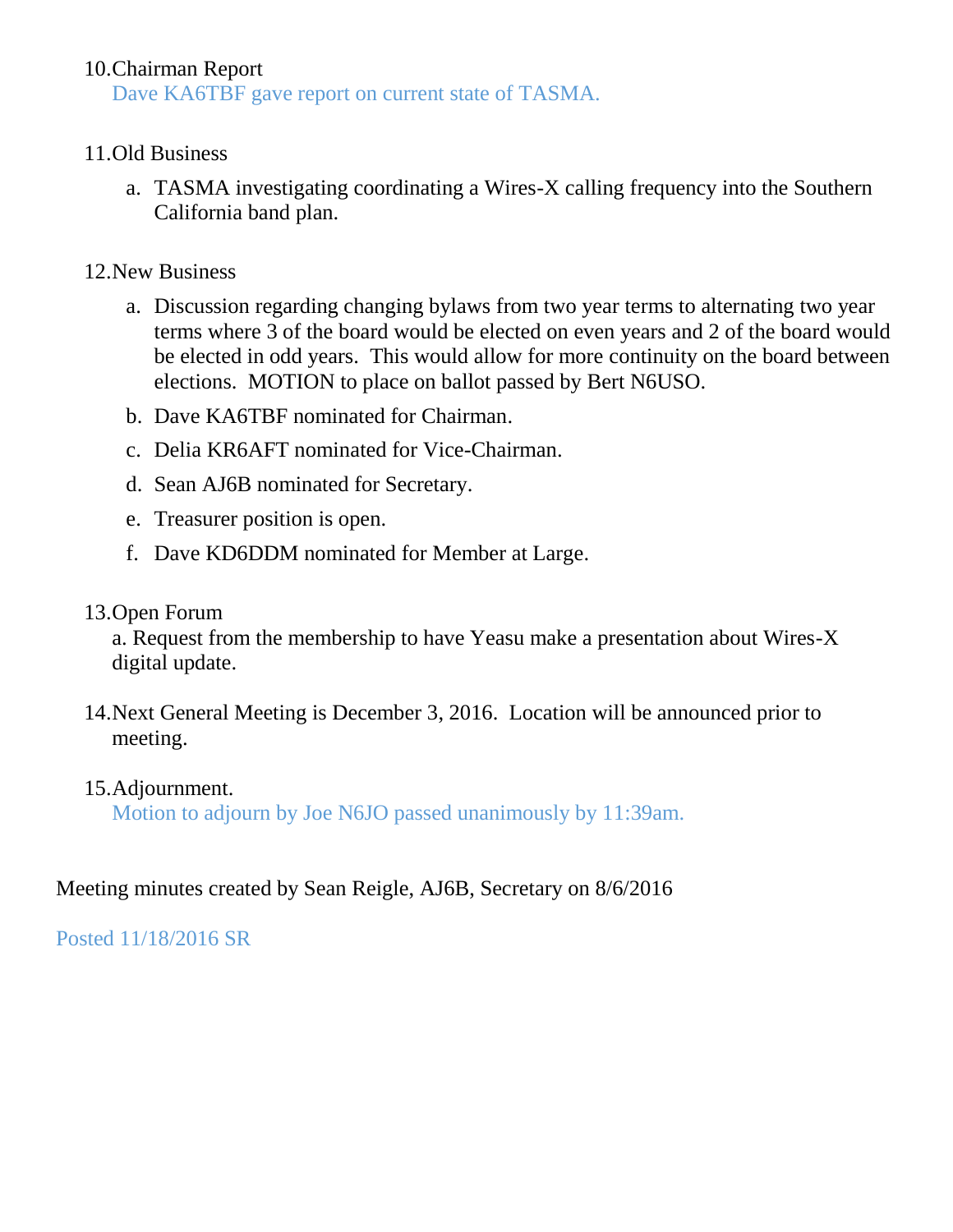10. Chairman Report

    Dave KA6TBF gave report on current state of TASMA.

11. Old Business

    a. TASMA investigating coordinating a Wires-X calling frequency into the Southern California band plan.

12. New Business

    a. Discussion regarding changing bylaws from two year terms to alternating two year terms where 3 of the board would be elected on even years and 2 of the board would be elected in odd years. This would allow for more continuity on the board between elections. MOTION to place on ballot passed by Bert N6USO.

    b. Dave KA6TBF nominated for Chairman.

    c. Delia KR6AFT nominated for Vice-Chairman.

    d. Sean AJ6B nominated for Secretary.

    e. Treasurer position is open.

    f. Dave KD6DDM nominated for Member at Large.

13. Open Forum

    a. Request from the membership to have Yeasu make a presentation about Wires-X digital update.

14. Next General Meeting is December 3, 2016. Location will be announced prior to meeting.

15. Adjournment.

    Motion to adjourn by Joe N6JO passed unanimously by 11:39am.

Meeting minutes created by Sean Reigle, AJ6B, Secretary on 8/6/2016

Posted 11/18/2016 SR